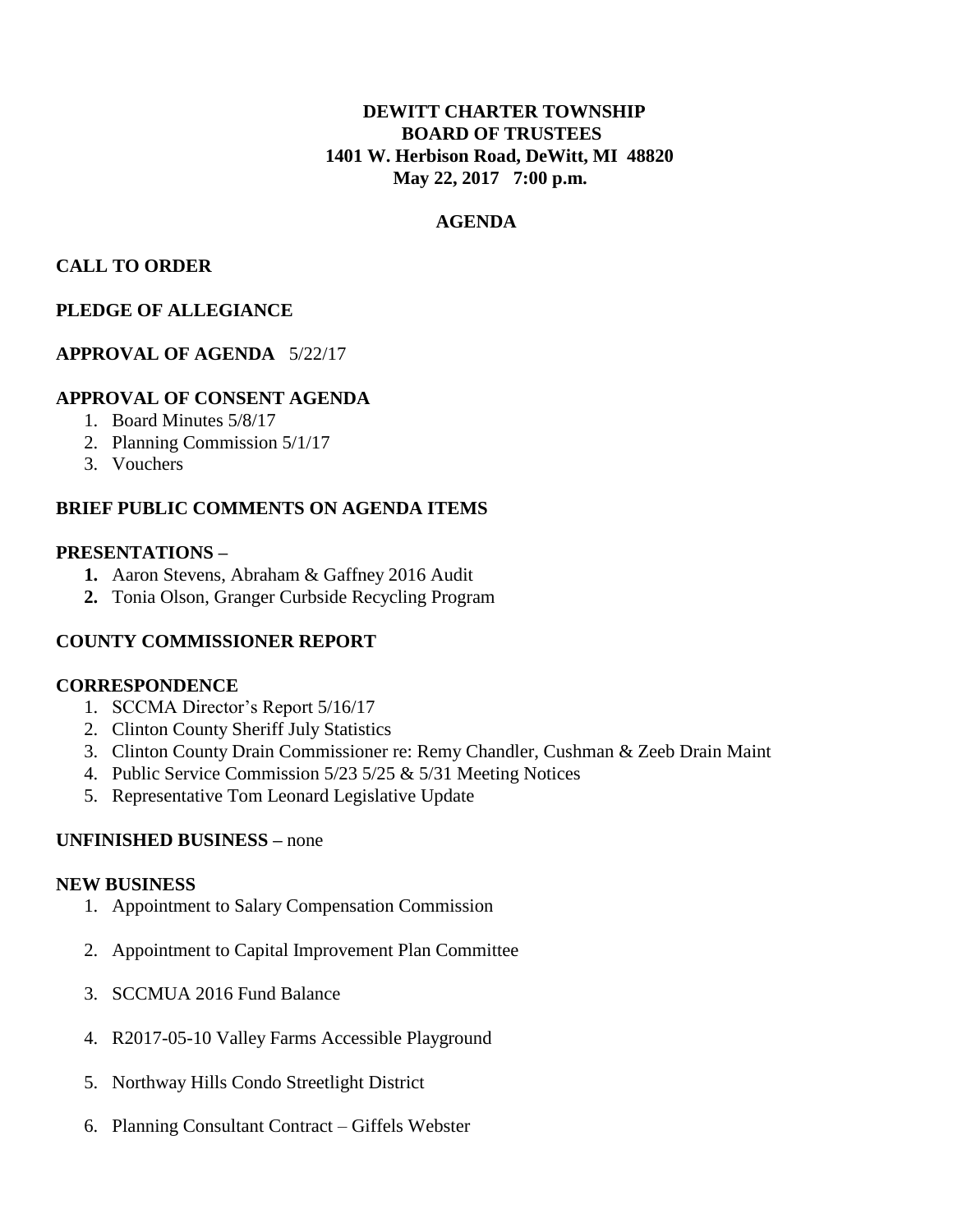**DEWITT CHARTER TOWNSHIP**
**BOARD OF TRUSTEES**
**1401 W. Herbison Road, DeWitt, MI 48820**
**May 22, 2017 7:00 p.m.**

**AGENDA**

**CALL TO ORDER**

**PLEDGE OF ALLEGIANCE**

**APPROVAL OF AGENDA** 5/22/17

**APPROVAL OF CONSENT AGENDA**

1. Board Minutes 5/8/17
2. Planning Commission 5/1/17
3. Vouchers

**BRIEF PUBLIC COMMENTS ON AGENDA ITEMS**

**PRESENTATIONS –**

1. Aaron Stevens, Abraham & Gaffney 2016 Audit
2. Tonia Olson, Granger Curbside Recycling Program

**COUNTY COMMISSIONER REPORT**

**CORRESPONDENCE**

1. SCCMA Director's Report 5/16/17
2. Clinton County Sheriff July Statistics
3. Clinton County Drain Commissioner re: Remy Chandler, Cushman & Zeeb Drain Maint
4. Public Service Commission 5/23 5/25 & 5/31 Meeting Notices
5. Representative Tom Leonard Legislative Update

**UNFINISHED BUSINESS –** none

**NEW BUSINESS**

1. Appointment to Salary Compensation Commission
2. Appointment to Capital Improvement Plan Committee
3. SCCMUA 2016 Fund Balance
4. R2017-05-10 Valley Farms Accessible Playground
5. Northway Hills Condo Streetlight District
6. Planning Consultant Contract – Giffels Webster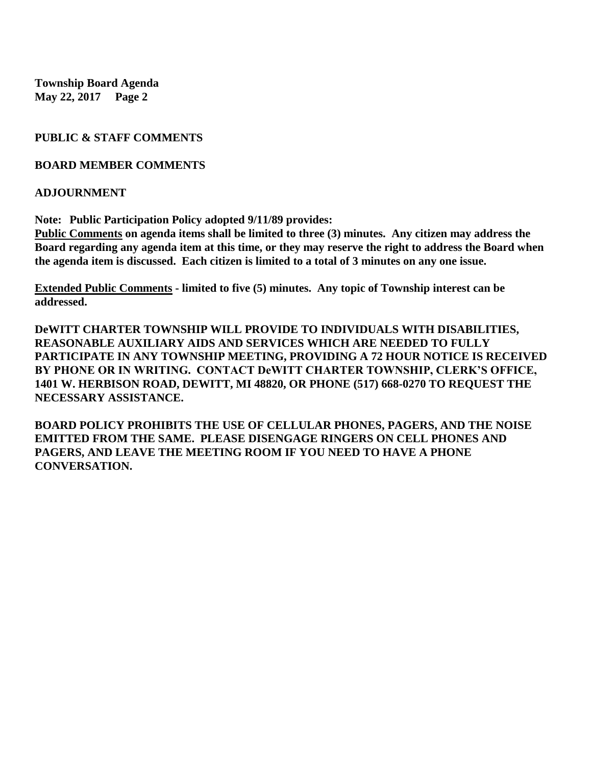**PUBLIC & STAFF COMMENTS**

**BOARD MEMBER COMMENTS**

**ADJOURNMENT**

**Note: Public Participation Policy adopted 9/11/89 provides:**

**Public Comments on agenda items shall be limited to three (3) minutes. Any citizen may address the Board regarding any agenda item at this time, or they may reserve the right to address the Board when the agenda item is discussed. Each citizen is limited to a total of 3 minutes on any one issue.**

**Extended Public Comments - limited to five (5) minutes. Any topic of Township interest can be addressed.**

**DeWITT CHARTER TOWNSHIP WILL PROVIDE TO INDIVIDUALS WITH DISABILITIES, REASONABLE AUXILIARY AIDS AND SERVICES WHICH ARE NEEDED TO FULLY PARTICIPATE IN ANY TOWNSHIP MEETING, PROVIDING A 72 HOUR NOTICE IS RECEIVED BY PHONE OR IN WRITING. CONTACT DeWITT CHARTER TOWNSHIP, CLERK'S OFFICE, 1401 W. HERBISON ROAD, DEWITT, MI 48820, OR PHONE (517) 668-0270 TO REQUEST THE NECESSARY ASSISTANCE.**

**BOARD POLICY PROHIBITS THE USE OF CELLULAR PHONES, PAGERS, AND THE NOISE EMITTED FROM THE SAME. PLEASE DISENGAGE RINGERS ON CELL PHONES AND PAGERS, AND LEAVE THE MEETING ROOM IF YOU NEED TO HAVE A PHONE CONVERSATION.**